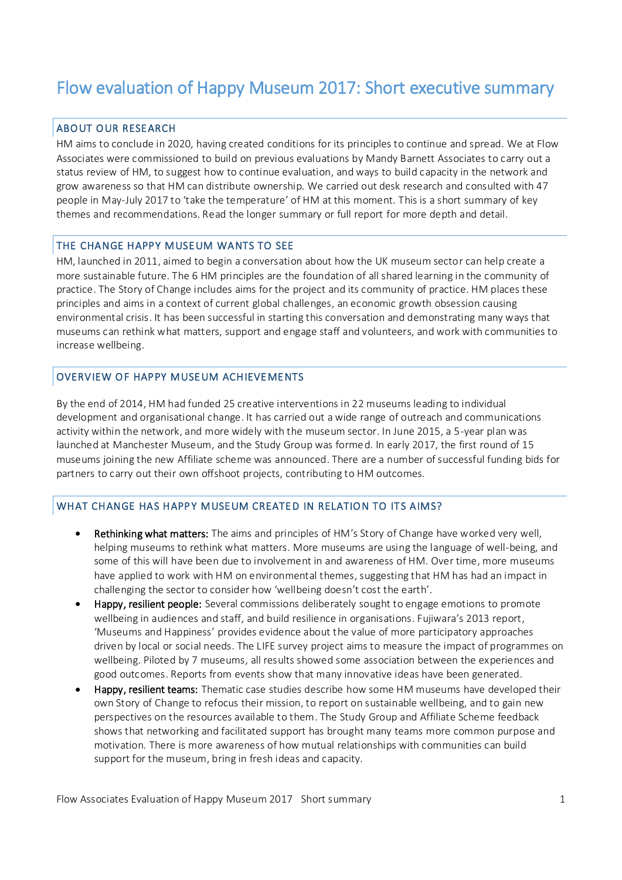# Flow evaluation of Happy Museum 2017: Short executive summary

## ABOUT OUR RESEARCH

HM aims to conclude in 2020, having created conditions for its principles to continue and spread. We at Flow Associates were commissioned to build on previous evaluations by Mandy Barnett Associates to carry out a status review of HM, to suggest how to continue evaluation, and ways to build capacity in the network and grow awareness so that HM can distribute ownership. We carried out desk research and consulted with 47 people in May-July 2017 to 'take the temperature' of HM at this moment. This is a short summary of key themes and recommendations. Read the longer summary or full report for more depth and detail.

## THE CHANGE HAPPY MUSEUM WANTS TO SEE

HM, launched in 2011, aimed to begin a conversation about how the UK museum sector can help create a more sustainable future. The 6 HM principles are the foundation of all shared learning in the community of practice. The Story of Change includes aims for the project and its community of practice. HM places these principles and aims in a context of current global challenges, an economic growth obsession causing environmental crisis. It has been successful in starting this conversation and demonstrating many ways that museums can rethink what matters, support and engage staff and volunteers, and work with communities to increase wellbeing.

## OVERVIEW OF HAPPY MUSEUM ACHIEVEMENTS

By the end of 2014, HM had funded 25 creative interventions in 22 museums leading to individual development and organisational change. It has carried out a wide range of outreach and communications activity within the network, and more widely with the museum sector. In June 2015, a 5-year plan was launched at Manchester Museum, and the Study Group was formed. In early 2017, the first round of 15 museums joining the new Affiliate scheme was announced. There are a number of successful funding bids for partners to carry out their own offshoot projects, contributing to HM outcomes.

## WHAT CHANGE HAS HAPPY MUSEUM CREATED IN RELATION TO ITS AIMS?

- **Rethinking what matters:** The aims and principles of HM's Story of Change have worked very well, helping museums to rethink what matters. More museums are using the language of well-being, and some of this will have been due to involvement in and awareness of HM. Over time, more museums have applied to work with HM on environmental themes, suggesting that HM has had an impact in challenging the sector to consider how 'wellbeing doesn't cost the earth'.
- **Happy, resilient people:** Several commissions deliberately sought to engage emotions to promote wellbeing in audiences and staff, and build resilience in organisations. Fujiwara's 2013 report, 'Museums and Happiness' provides evidence about the value of more participatory approaches driven by local or social needs. The LIFE survey project aims to measure the impact of programmes on wellbeing. Piloted by 7 museums, all results showed some association between the experiences and good outcomes. Reports from events show that many innovative ideas have been generated.
- **Happy, resilient teams:** Thematic case studies describe how some HM museums have developed their own Story of Change to refocus their mission, to report on sustainable wellbeing, and to gain new perspectives on the resources available to them. The Study Group and Affiliate Scheme feedback shows that networking and facilitated support has brought many teams more common purpose and motivation. There is more awareness of how mutual relationships with communities can build support for the museum, bring in fresh ideas and capacity.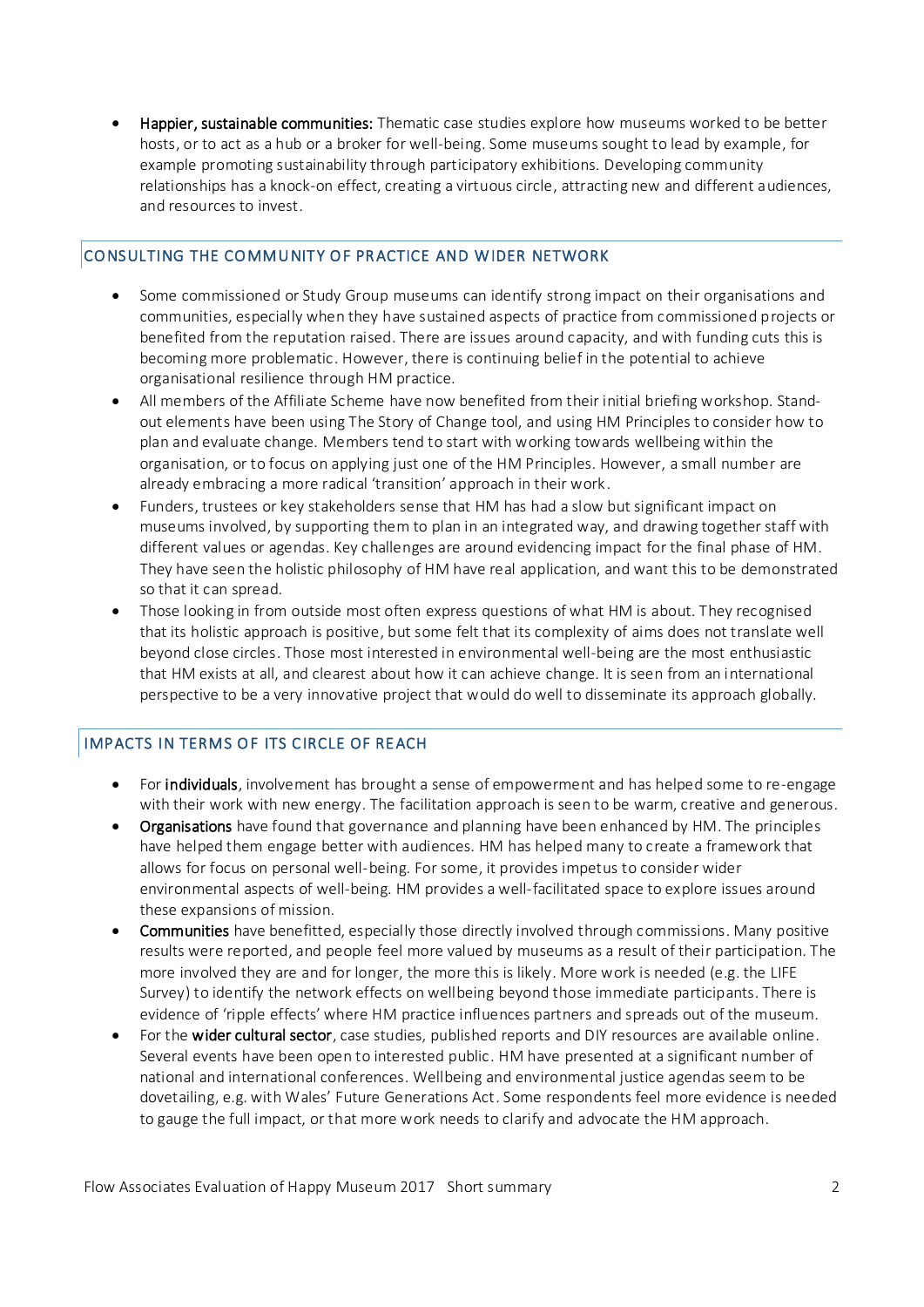- **Happier, sustainable communities:** Thematic case studies explore how museums worked to be better hosts, or to act as a hub or a broker for well-being. Some museums sought to lead by example, for example promoting sustainability through participatory exhibitions. Developing community relationships has a knock-on effect, creating a virtuous circle, attracting new and different audiences, and resources to invest.

## CONSULTING THE COMMUNITY OF PRACTICE AND WIDER NETWORK

- Some commissioned or Study Group museums can identify strong impact on their organisations and communities, especially when they have sustained aspects of practice from commissioned projects or benefited from the reputation raised. There are issues around capacity, and with funding cuts this is becoming more problematic. However, there is continuing belief in the potential to achieve organisational resilience through HM practice.
- All members of the Affiliate Scheme have now benefited from their initial briefing workshop. Stand-out elements have been using The Story of Change tool, and using HM Principles to consider how to plan and evaluate change. Members tend to start with working towards wellbeing within the organisation, or to focus on applying just one of the HM Principles. However, a small number are already embracing a more radical 'transition' approach in their work.
- Funders, trustees or key stakeholders sense that HM has had a slow but significant impact on museums involved, by supporting them to plan in an integrated way, and drawing together staff with different values or agendas. Key challenges are around evidencing impact for the final phase of HM. They have seen the holistic philosophy of HM have real application, and want this to be demonstrated so that it can spread.
- Those looking in from outside most often express questions of what HM is about. They recognised that its holistic approach is positive, but some felt that its complexity of aims does not translate well beyond close circles. Those most interested in environmental well-being are the most enthusiastic that HM exists at all, and clearest about how it can achieve change. It is seen from an international perspective to be a very innovative project that would do well to disseminate its approach globally.

## IMPACTS IN TERMS OF ITS CIRCLE OF REACH

- For **individuals**, involvement has brought a sense of empowerment and has helped some to re-engage with their work with new energy. The facilitation approach is seen to be warm, creative and generous.
- **Organisations** have found that governance and planning have been enhanced by HM. The principles have helped them engage better with audiences. HM has helped many to create a framework that allows for focus on personal well-being. For some, it provides impetus to consider wider environmental aspects of well-being. HM provides a well-facilitated space to explore issues around these expansions of mission.
- **Communities** have benefitted, especially those directly involved through commissions. Many positive results were reported, and people feel more valued by museums as a result of their participation. The more involved they are and for longer, the more this is likely. More work is needed (e.g. the LIFE Survey) to identify the network effects on wellbeing beyond those immediate participants. There is evidence of 'ripple effects' where HM practice influences partners and spreads out of the museum.
- For the **wider cultural sector**, case studies, published reports and DIY resources are available online. Several events have been open to interested public. HM have presented at a significant number of national and international conferences. Wellbeing and environmental justice agendas seem to be dovetailing, e.g. with Wales' Future Generations Act. Some respondents feel more evidence is needed to gauge the full impact, or that more work needs to clarify and advocate the HM approach.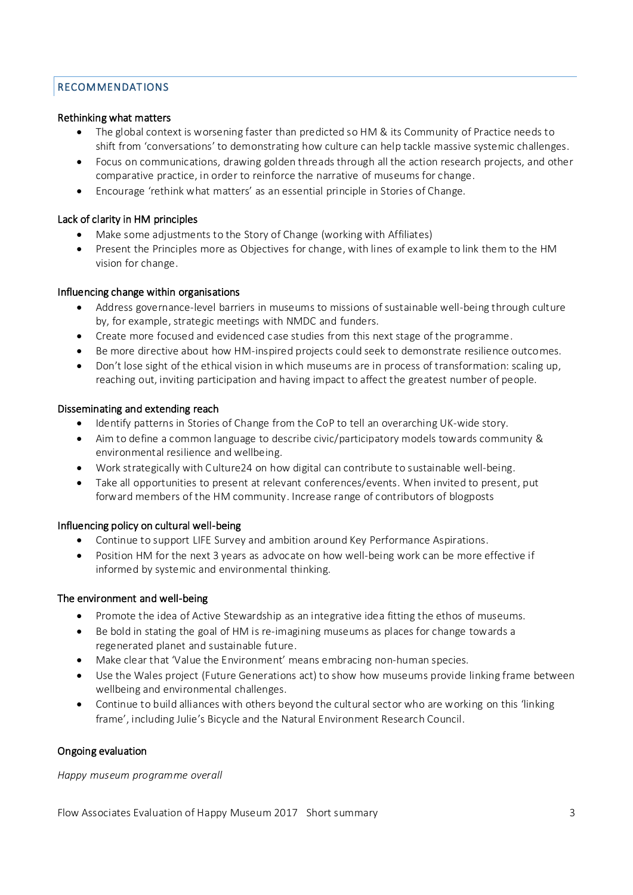## RECOMMENDATIONS

### Rethinking what matters

- The global context is worsening faster than predicted so HM & its Community of Practice needs to shift from 'conversations' to demonstrating how culture can help tackle massive systemic challenges.
- Focus on communications, drawing golden threads through all the action research projects, and other comparative practice, in order to reinforce the narrative of museums for change.
- Encourage 'rethink what matters' as an essential principle in Stories of Change.

### Lack of clarity in HM principles

- Make some adjustments to the Story of Change (working with Affiliates)
- Present the Principles more as Objectives for change, with lines of example to link them to the HM vision for change.

### Influencing change within organisations

- Address governance-level barriers in museums to missions of sustainable well-being through culture by, for example, strategic meetings with NMDC and funders.
- Create more focused and evidenced case studies from this next stage of the programme.
- Be more directive about how HM-inspired projects could seek to demonstrate resilience outcomes.
- Don't lose sight of the ethical vision in which museums are in process of transformation: scaling up, reaching out, inviting participation and having impact to affect the greatest number of people.

### Disseminating and extending reach

- Identify patterns in Stories of Change from the CoP to tell an overarching UK-wide story.
- Aim to define a common language to describe civic/participatory models towards community & environmental resilience and wellbeing.
- Work strategically with Culture24 on how digital can contribute to sustainable well-being.
- Take all opportunities to present at relevant conferences/events. When invited to present, put forward members of the HM community. Increase range of contributors of blogposts

### Influencing policy on cultural well-being

- Continue to support LIFE Survey and ambition around Key Performance Aspirations.
- Position HM for the next 3 years as advocate on how well-being work can be more effective if informed by systemic and environmental thinking.

### The environment and well-being

- Promote the idea of Active Stewardship as an integrative idea fitting the ethos of museums.
- Be bold in stating the goal of HM is re-imagining museums as places for change towards a regenerated planet and sustainable future.
- Make clear that 'Value the Environment' means embracing non-human species.
- Use the Wales project (Future Generations act) to show how museums provide linking frame between wellbeing and environmental challenges.
- Continue to build alliances with others beyond the cultural sector who are working on this 'linking frame', including Julie's Bicycle and the Natural Environment Research Council.

### Ongoing evaluation

*Happy museum programme overall*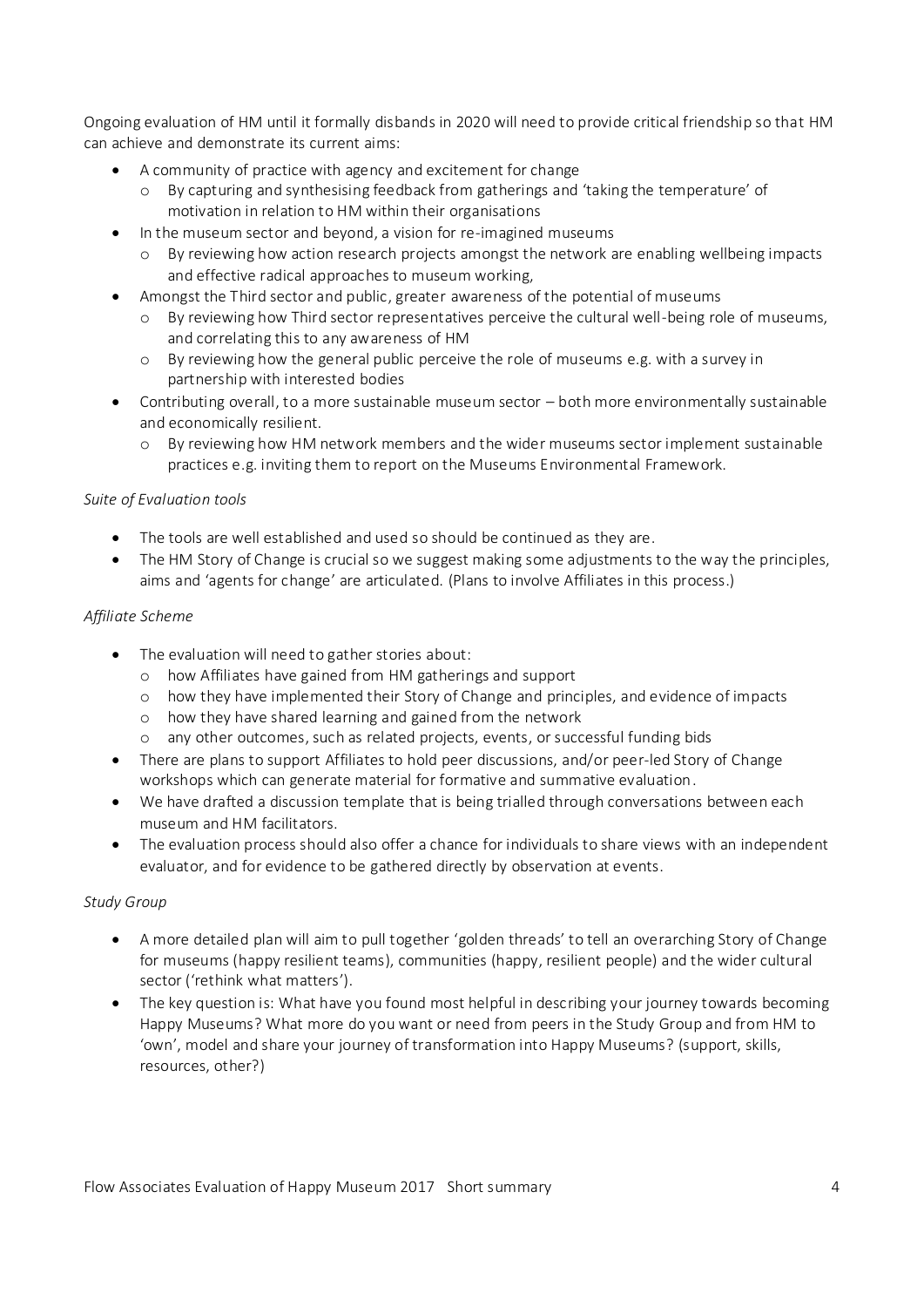Ongoing evaluation of HM until it formally disbands in 2020 will need to provide critical friendship so that HM can achieve and demonstrate its current aims:

- A community of practice with agency and excitement for change
  - By capturing and synthesising feedback from gatherings and 'taking the temperature' of motivation in relation to HM within their organisations
- In the museum sector and beyond, a vision for re-imagined museums
  - By reviewing how action research projects amongst the network are enabling wellbeing impacts and effective radical approaches to museum working,
- Amongst the Third sector and public, greater awareness of the potential of museums
  - By reviewing how Third sector representatives perceive the cultural well-being role of museums, and correlating this to any awareness of HM
  - By reviewing how the general public perceive the role of museums e.g. with a survey in partnership with interested bodies
- Contributing overall, to a more sustainable museum sector – both more environmentally sustainable and economically resilient.
  - By reviewing how HM network members and the wider museums sector implement sustainable practices e.g. inviting them to report on the Museums Environmental Framework.

*Suite of Evaluation tools*

- The tools are well established and used so should be continued as they are.
- The HM Story of Change is crucial so we suggest making some adjustments to the way the principles, aims and 'agents for change' are articulated. (Plans to involve Affiliates in this process.)

*Affiliate Scheme*

- The evaluation will need to gather stories about:
  - how Affiliates have gained from HM gatherings and support
  - how they have implemented their Story of Change and principles, and evidence of impacts
  - how they have shared learning and gained from the network
  - any other outcomes, such as related projects, events, or successful funding bids
- There are plans to support Affiliates to hold peer discussions, and/or peer-led Story of Change workshops which can generate material for formative and summative evaluation.
- We have drafted a discussion template that is being trialled through conversations between each museum and HM facilitators.
- The evaluation process should also offer a chance for individuals to share views with an independent evaluator, and for evidence to be gathered directly by observation at events.

*Study Group*

- A more detailed plan will aim to pull together 'golden threads' to tell an overarching Story of Change for museums (happy resilient teams), communities (happy, resilient people) and the wider cultural sector ('rethink what matters').
- The key question is: What have you found most helpful in describing your journey towards becoming Happy Museums? What more do you want or need from peers in the Study Group and from HM to 'own', model and share your journey of transformation into Happy Museums? (support, skills, resources, other?)